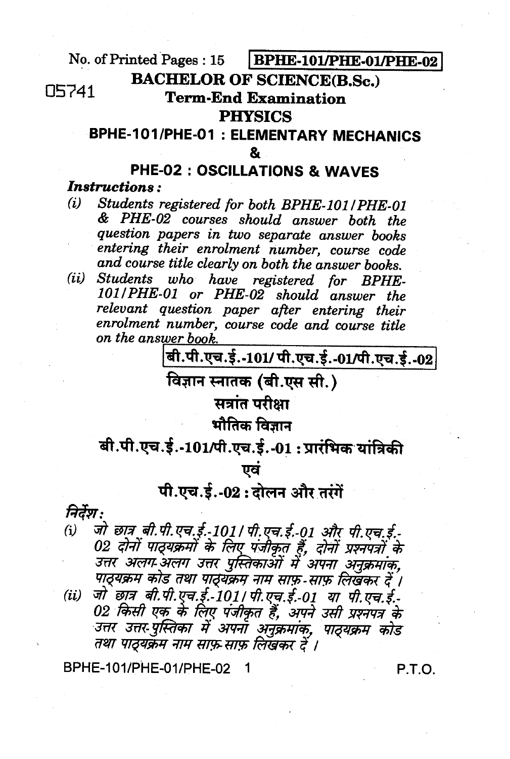No. of Printed Pages : 15 **BPHE-101/PHE-01/PHE-02**

05741

# BACHELOR OF SCIENCE(B.Sc.)

## Term-End Examination

## PHYSICS

### BPHE-101/PHE-01 : ELEMENTARY MECHANICS

### &

### PHE-02 : OSCILLATIONS & WAVES

***Instructions :***

*(i) Students registered for both BPHE-101/PHE-01 & PHE-02 courses should answer both the question papers in two separate answer books entering their enrolment number, course code and course title clearly on both the answer books.*

*(ii) Students who have registered for BPHE-101/PHE-01 or PHE-02 should answer the relevant question paper after entering their enrolment number, course code and course title on the answer book.*

**बी.पी.एच.ई.-101/ पी.एच.ई.-01/पी.एच.ई.-02**

# विज्ञान स्नातक (बी.एस सी.)

## सत्रांत परीक्षा

## भौतिक विज्ञान

### बी.पी.एच.ई.-101/पी.एच.ई.-01 : प्रारंभिक यांत्रिकी

### एवं

### पी.एच.ई.-02 : दोलन और तरंगें

***निर्देश :***

*(i) जो छात्र बी.पी.एच.ई.-101/ पी.एच.ई.-01 और पी.एच.ई.-02 दोनों पाठ्यक्रमों के लिए पंजीकृत हैं, दोनों प्रश्नपत्रों के उत्तर अलग-अलग उत्तर पुस्तिकाओं में अपना अनुक्रमांक, पाठ्यक्रम कोड तथा पाठ्यक्रम नाम साफ़-साफ़ लिखकर दें ।*

*(ii) जो छात्र बी.पी.एच.ई.-101/ पी.एच.ई.-01 या पी.एच.ई.-02 किसी एक के लिए पंजीकृत हैं, अपने उसी प्रश्नपत्र के उत्तर उत्तर-पुस्तिका में अपना अनुक्रमांक, पाठ्यक्रम कोड तथा पाठ्यक्रम नाम साफ़-साफ़ लिखकर दें ।*

P.T.O.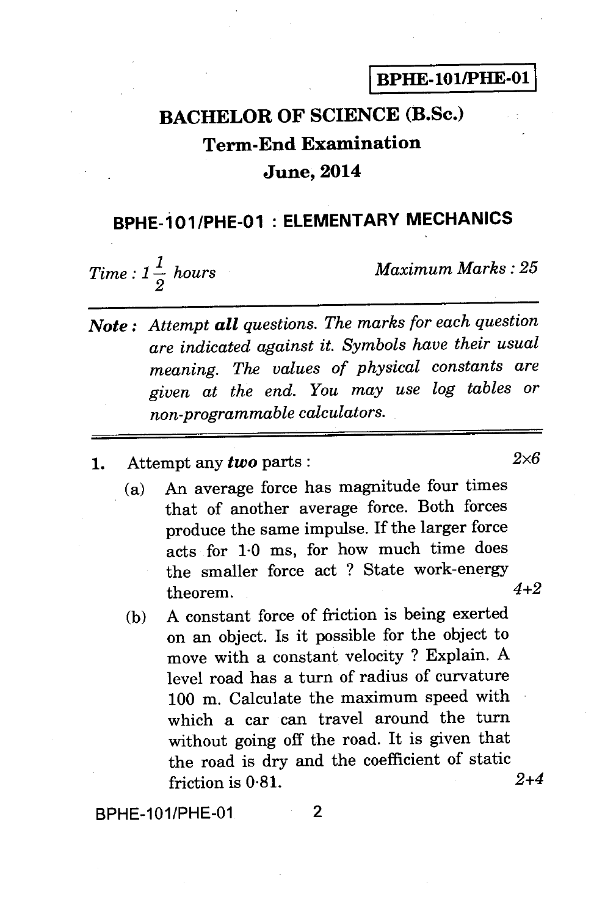**BPHE-101/PHE-01**

# BACHELOR OF SCIENCE (B.Sc.)

## Term-End Examination

## June, 2014

## BPHE-101/PHE-01 : ELEMENTARY MECHANICS

*Time : $1\frac{1}{2}$ hours* *Maximum Marks : 25*

---

***Note :*** *Attempt **all** questions. The marks for each question are indicated against it. Symbols have their usual meaning. The values of physical constants are given at the end. You may use log tables or non-programmable calculators.*

---

1. Attempt any ***two*** parts : $2\times6$

   (a) An average force has magnitude four times that of another average force. Both forces produce the same impulse. If the larger force acts for 1·0 ms, for how much time does the smaller force act ? State work-energy theorem. $4+2$

   (b) A constant force of friction is being exerted on an object. Is it possible for the object to move with a constant velocity ? Explain. A level road has a turn of radius of curvature 100 m. Calculate the maximum speed with which a car can travel around the turn without going off the road. It is given that the road is dry and the coefficient of static friction is 0·81. $2+4$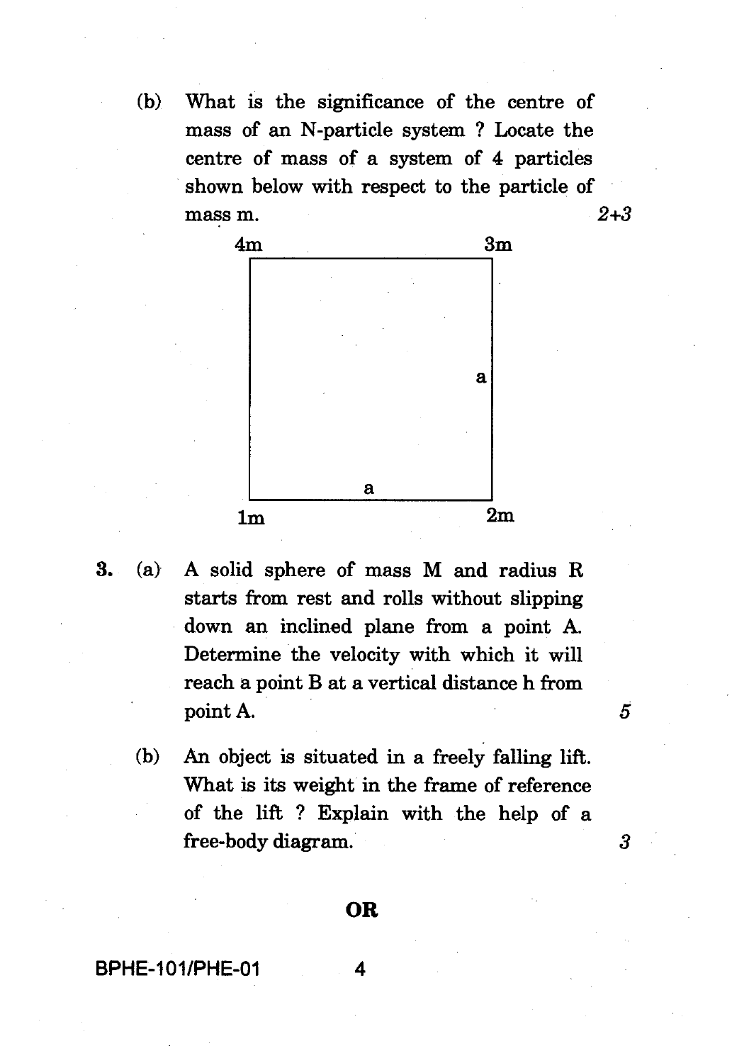(b) What is the significance of the centre of mass of an N-particle system ? Locate the centre of mass of a system of 4 particles shown below with respect to the particle of mass m. *2+3*

4m — 3m

a (side)

a (bottom)

1m — 2m

3. (a) A solid sphere of mass M and radius R starts from rest and rolls without slipping down an inclined plane from a point A. Determine the velocity with which it will reach a point B at a vertical distance h from point A. *5*

(b) An object is situated in a freely falling lift. What is its weight in the frame of reference of the lift ? Explain with the help of a free-body diagram. *3*

**OR**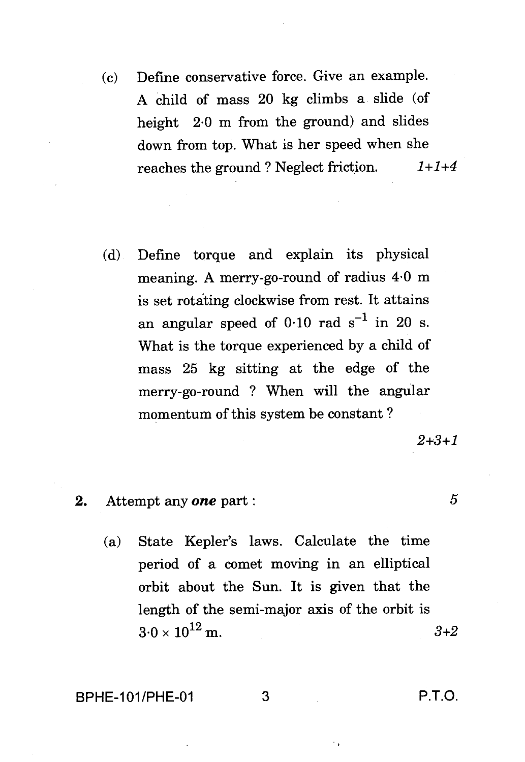(c) Define conservative force. Give an example. A child of mass 20 kg climbs a slide (of height 2·0 m from the ground) and slides down from top. What is her speed when she reaches the ground ? Neglect friction. *1+1+4*

(d) Define torque and explain its physical meaning. A merry-go-round of radius 4·0 m is set rotating clockwise from rest. It attains an angular speed of 0·10 rad $s^{-1}$ in 20 s. What is the torque experienced by a child of mass 25 kg sitting at the edge of the merry-go-round ? When will the angular momentum of this system be constant ? *2+3+1*

**2.** Attempt any ***one*** part : **5**

(a) State Kepler's laws. Calculate the time period of a comet moving in an elliptical orbit about the Sun. It is given that the length of the semi-major axis of the orbit is $3{\cdot}0 \times 10^{12}$ m. *3+2*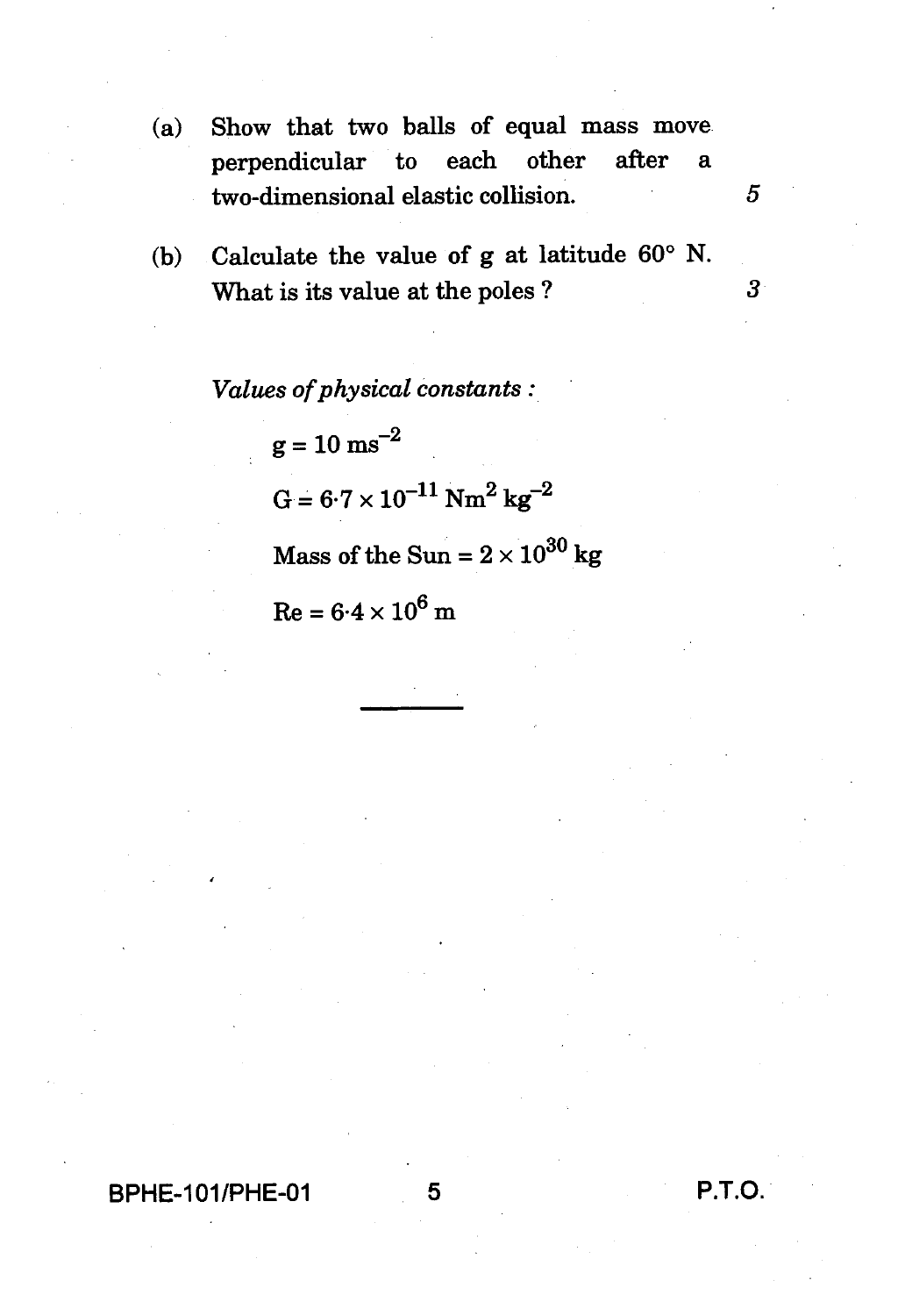(a) Show that two balls of equal mass move perpendicular to each other after a two-dimensional elastic collision. 5

(b) Calculate the value of g at latitude 60° N. What is its value at the poles ? 3

*Values of physical constants :*

$g = 10 \text{ ms}^{-2}$

$G = 6{\cdot}7 \times 10^{-11} \text{ Nm}^2 \text{ kg}^{-2}$

Mass of the Sun = $2 \times 10^{30}$ kg

$R_e = 6{\cdot}4 \times 10^6$ m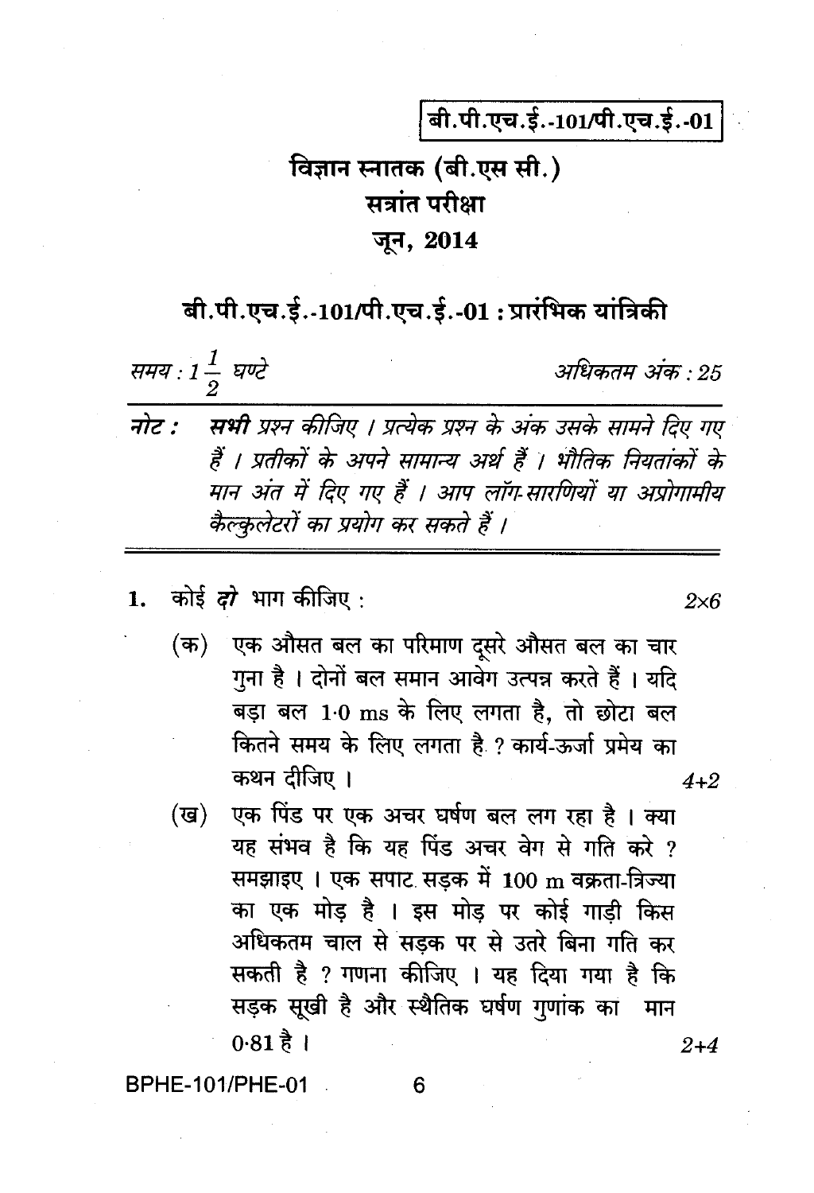बी.पी.एच.ई.-101/पी.एच.ई.-01

# विज्ञान स्नातक (बी.एस सी.)

## सत्रांत परीक्षा

## जून, 2014

## बी.पी.एच.ई.-101/पी.एच.ई.-01 : प्रारंभिक यांत्रिकी

*समय : $1\frac{1}{2}$ घण्टे* *अधिकतम अंक : 25*

**नोट :** *सभी प्रश्न कीजिए । प्रत्येक प्रश्न के अंक उसके सामने दिए गए हैं । प्रतीकों के अपने सामान्य अर्थ हैं । भौतिक नियतांकों के मान अंत में दिए गए हैं । आप लॉग-सारणियों या अप्रोगामीय कैल्कुलेटरों का प्रयोग कर सकते हैं ।*

---

1. कोई ***दो*** भाग कीजिए : $2 \times 6$

   (क) एक औसत बल का परिमाण दूसरे औसत बल का चार गुना है । दोनों बल समान आवेग उत्पन्न करते हैं । यदि बड़ा बल 1·0 ms के लिए लगता है, तो छोटा बल कितने समय के लिए लगता है ? कार्य-ऊर्जा प्रमेय का कथन दीजिए । $4+2$

   (ख) एक पिंड पर एक अचर घर्षण बल लग रहा है । क्या यह संभव है कि यह पिंड अचर वेग से गति करे ? समझाइए । एक सपाट सड़क में 100 m वक्रता-त्रिज्या का एक मोड़ है । इस मोड़ पर कोई गाड़ी किस अधिकतम चाल से सड़क पर से उतरे बिना गति कर सकती है ? गणना कीजिए । यह दिया गया है कि सड़क सूखी है और स्थैतिक घर्षण गुणांक का मान 0·81 है । $2+4$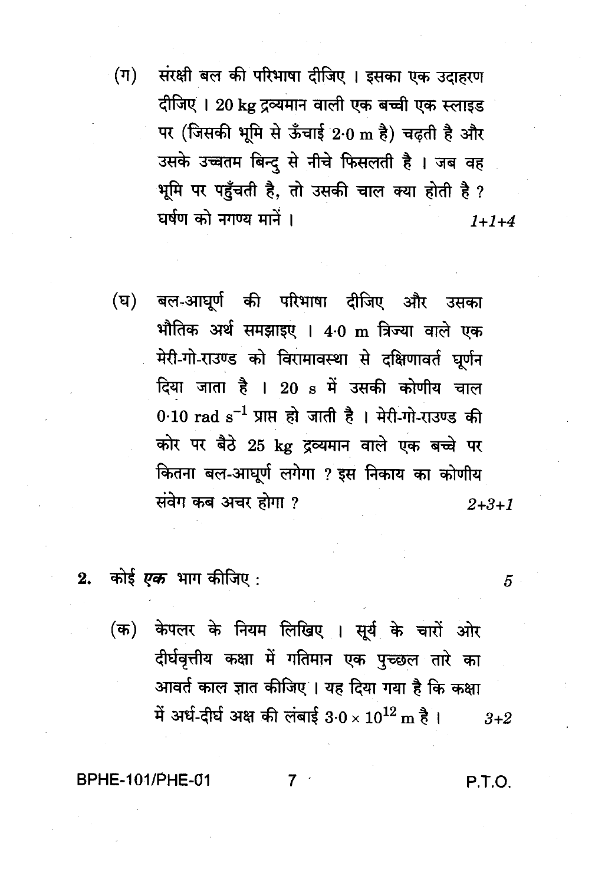(ग) संरक्षी बल की परिभाषा दीजिए । इसका एक उदाहरण दीजिए । 20 kg द्रव्यमान वाली एक बच्ची एक स्लाइड पर (जिसकी भूमि से ऊँचाई 2·0 m है) चढ़ती है और उसके उच्चतम बिन्दु से नीचे फिसलती है । जब वह भूमि पर पहुँचती है, तो उसकी चाल क्या होती है ? घर्षण को नगण्य मानें । *1+1+4*

(घ) बल-आघूर्ण की परिभाषा दीजिए और उसका भौतिक अर्थ समझाइए । 4·0 m त्रिज्या वाले एक मेरी-गो-राउण्ड को विरामावस्था से दक्षिणावर्त घूर्णन दिया जाता है । 20 s में उसकी कोणीय चाल $0{\cdot}10 \text{ rad s}^{-1}$ प्राप्त हो जाती है । मेरी-गो-राउण्ड की कोर पर बैठे 25 kg द्रव्यमान वाले एक बच्चे पर कितना बल-आघूर्ण लगेगा ? इस निकाय का कोणीय संवेग कब अचर होगा ? *2+3+1*

**2.** कोई ***एक*** भाग कीजिए : 5

(क) केपलर के नियम लिखिए । सूर्य के चारों ओर दीर्घवृत्तीय कक्षा में गतिमान एक पुच्छल तारे का आवर्त काल ज्ञात कीजिए । यह दिया गया है कि कक्षा में अर्ध-दीर्घ अक्ष की लंबाई $3{\cdot}0 \times 10^{12}$ m है । *3+2*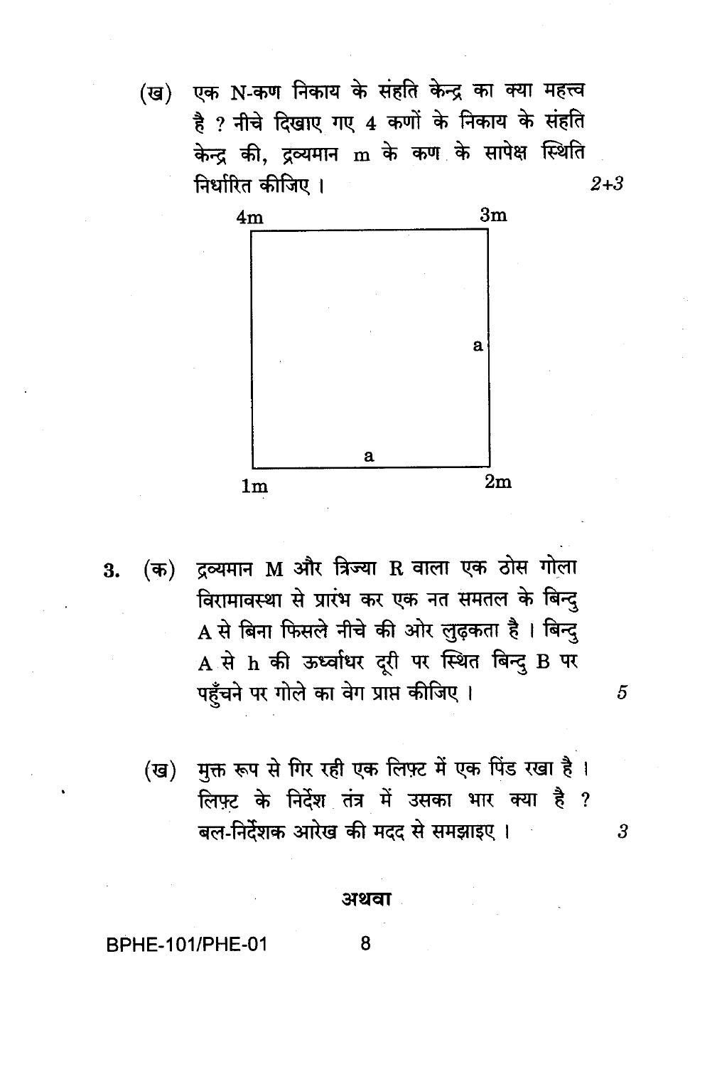(ख) एक N-कण निकाय के संहति केन्द्र का क्या महत्त्व है ? नीचे दिखाए गए 4 कणों के निकाय के संहति केन्द्र की, द्रव्यमान m के कण के सापेक्ष स्थिति निर्धारित कीजिए । *2+3*

4m 3m

a

a

1m 2m

3. (क) द्रव्यमान M और त्रिज्या R वाला एक ठोस गोला विरामावस्था से प्रारंभ कर एक नत समतल के बिन्दु A से बिना फिसले नीचे की ओर लुढ़कता है । बिन्दु A से h की ऊर्ध्वाधर दूरी पर स्थित बिन्दु B पर पहुँचने पर गोले का वेग प्राप्त कीजिए । 5

(ख) मुक्त रूप से गिर रही एक लिफ़्ट में एक पिंड रखा है । लिफ़्ट के निर्देश तंत्र में उसका भार क्या है ? बल-निर्देशक आरेख की मदद से समझाइए । 3

अथवा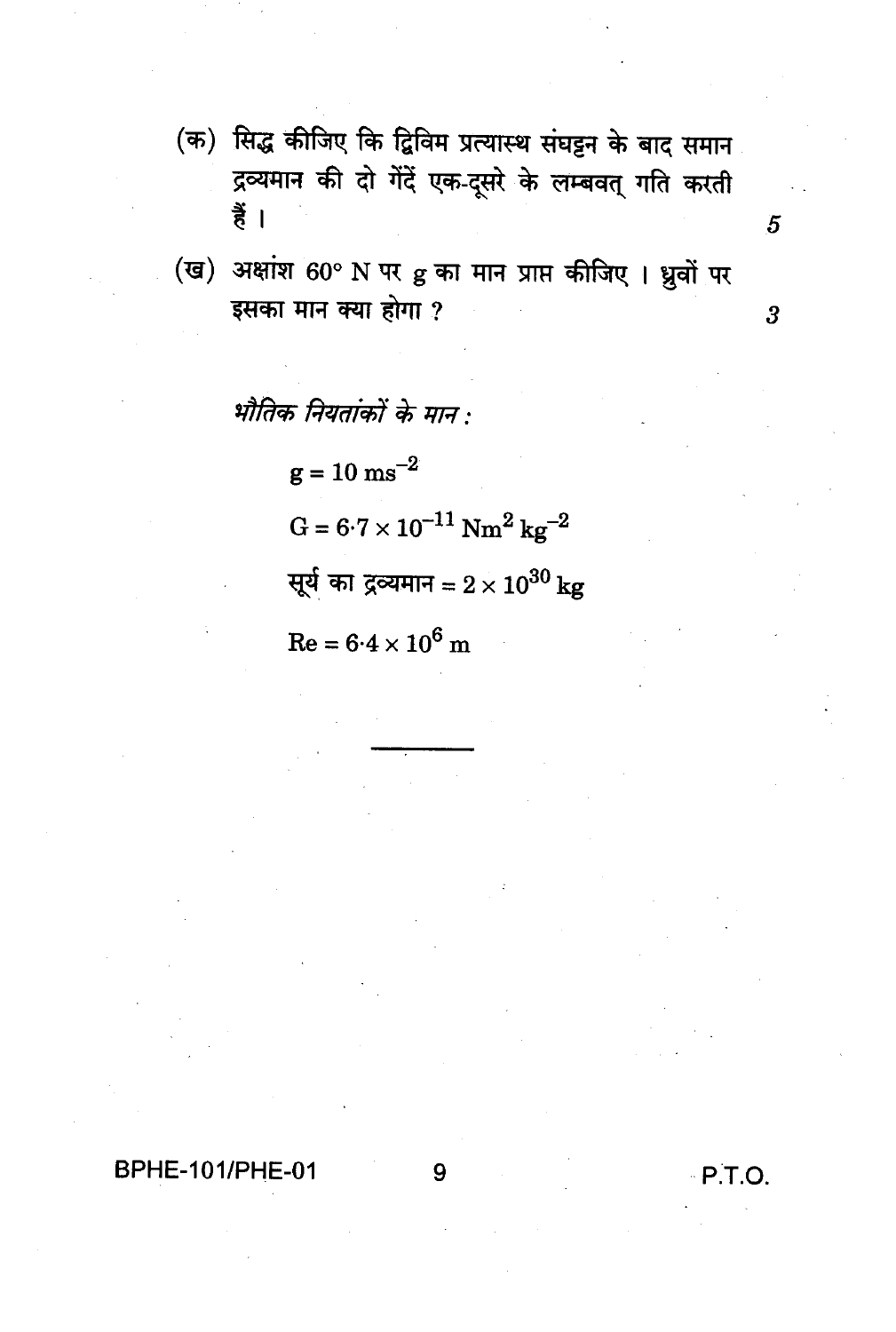(क) सिद्ध कीजिए कि द्विविम प्रत्यास्थ संघट्टन के बाद समान द्रव्यमान की दो गेंदें एक-दूसरे के लम्बवत् गति करती हैं । 5

(ख) अक्षांश 60° N पर g का मान प्राप्त कीजिए । ध्रुवों पर इसका मान क्या होगा ? 3

*भौतिक नियतांकों के मान :*

$g = 10 \text{ ms}^{-2}$

$G = 6{\cdot}7 \times 10^{-11} \text{ Nm}^2 \text{ kg}^{-2}$

सूर्य का द्रव्यमान $= 2 \times 10^{30}$ kg

$R_e = 6{\cdot}4 \times 10^6$ m

---

P.T.O.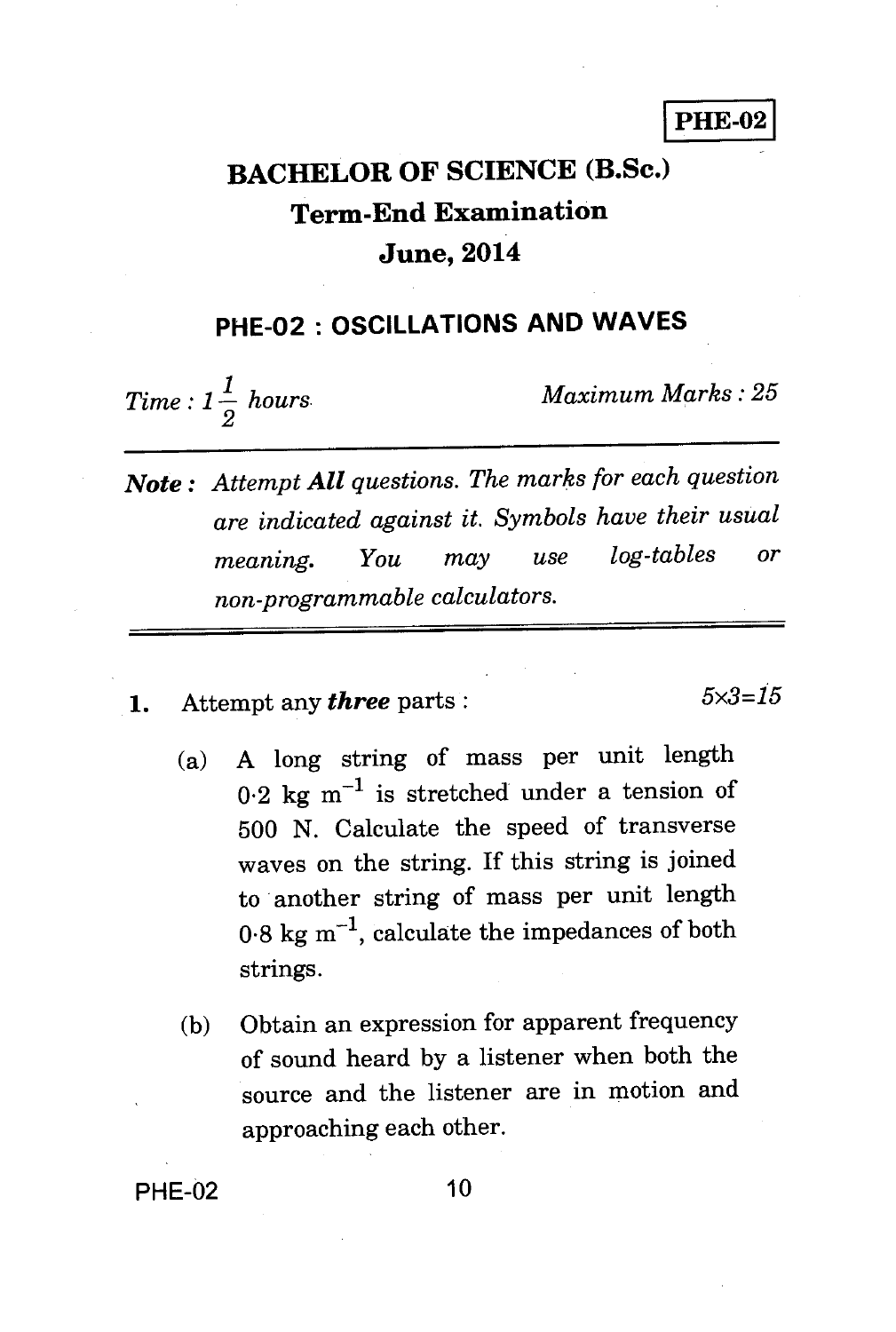PHE-02

# BACHELOR OF SCIENCE (B.Sc.)

## Term-End Examination

## June, 2014

## PHE-02 : OSCILLATIONS AND WAVES

*Time : $1\frac{1}{2}$ hours* &nbsp;&nbsp;&nbsp;&nbsp;&nbsp;&nbsp;&nbsp;&nbsp; *Maximum Marks : 25*

---

***Note :*** *Attempt **All** questions. The marks for each question are indicated against it. Symbols have their usual meaning. You may use log-tables or non-programmable calculators.*

---

**1.** Attempt any ***three*** parts : &nbsp;&nbsp;&nbsp;&nbsp;&nbsp;&nbsp;&nbsp;&nbsp; $5\times3=15$

(a) A long string of mass per unit length $0{\cdot}2$ kg $m^{-1}$ is stretched under a tension of 500 N. Calculate the speed of transverse waves on the string. If this string is joined to another string of mass per unit length $0{\cdot}8$ kg $m^{-1}$, calculate the impedances of both strings.

(b) Obtain an expression for apparent frequency of sound heard by a listener when both the source and the listener are in motion and approaching each other.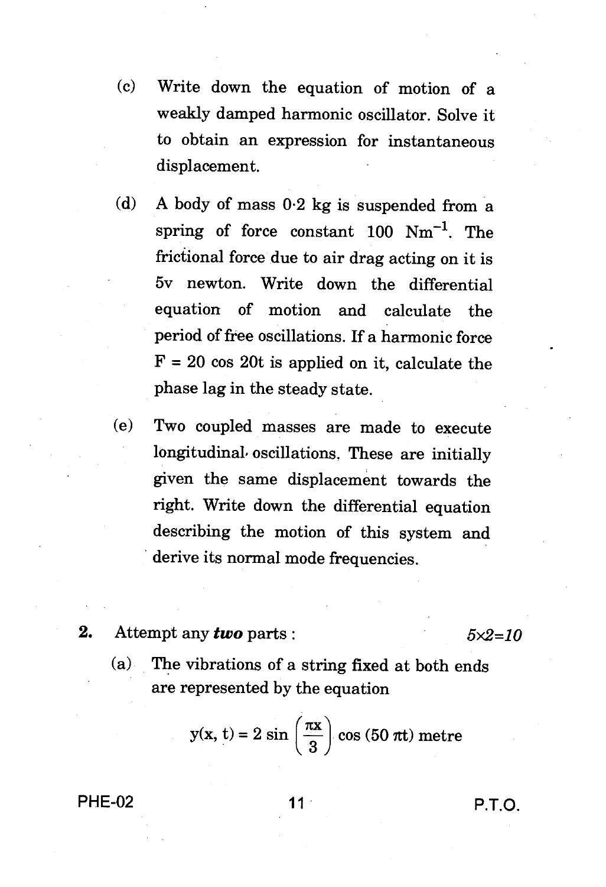(c) Write down the equation of motion of a weakly damped harmonic oscillator. Solve it to obtain an expression for instantaneous displacement.

(d) A body of mass 0·2 kg is suspended from a spring of force constant 100 $Nm^{-1}$. The frictional force due to air drag acting on it is 5v newton. Write down the differential equation of motion and calculate the period of free oscillations. If a harmonic force $F = 20 \cos 20t$ is applied on it, calculate the phase lag in the steady state.

(e) Two coupled masses are made to execute longitudinal oscillations. These are initially given the same displacement towards the right. Write down the differential equation describing the motion of this system and derive its normal mode frequencies.

**2.** Attempt any ***two*** parts : *5×2=10*

(a) The vibrations of a string fixed at both ends are represented by the equation

$$y(x, t) = 2 \sin\left(\frac{\pi x}{3}\right) \cos(50\,\pi t) \text{ metre}$$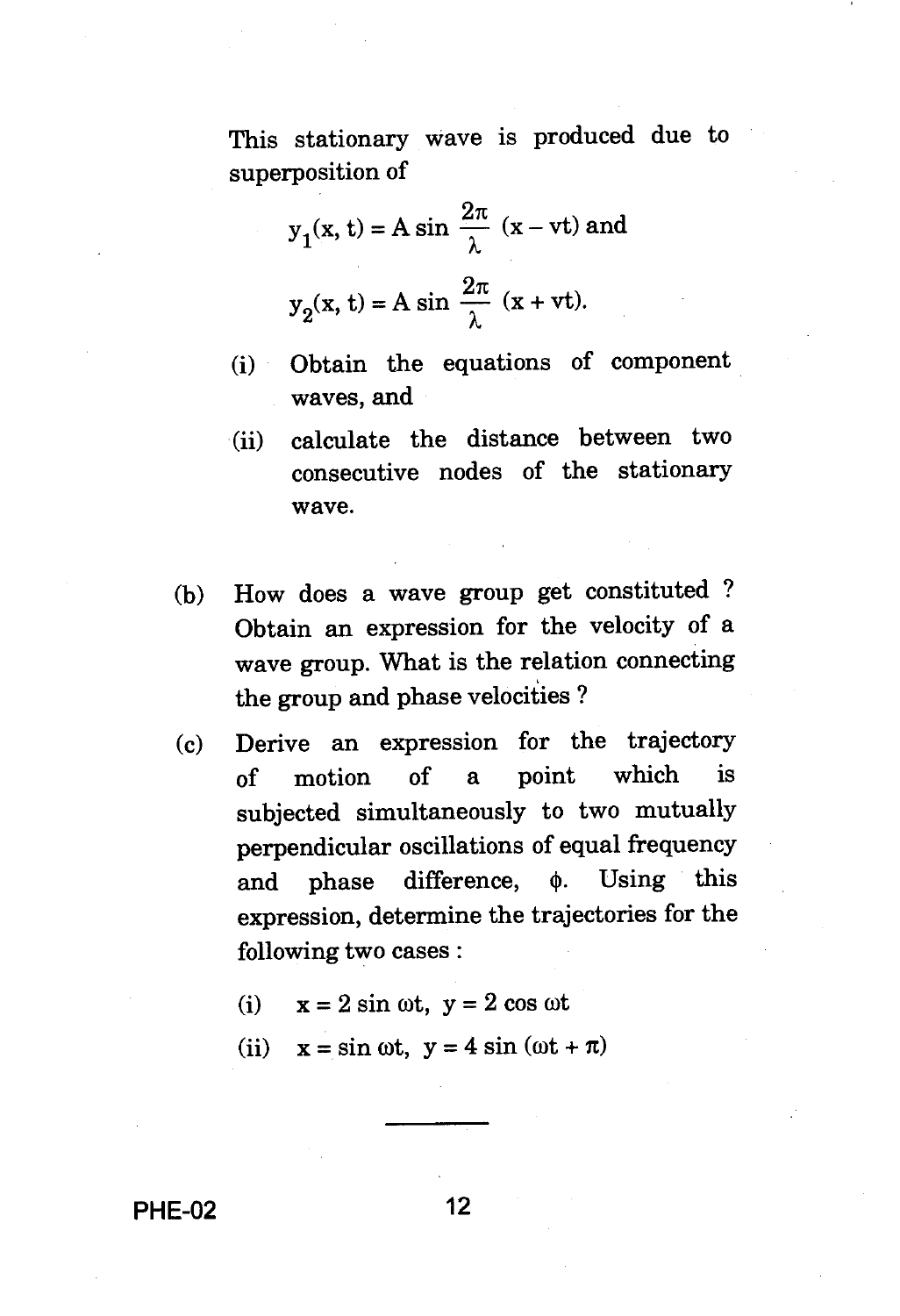This stationary wave is produced due to superposition of

$$y_1(x, t) = A \sin \frac{2\pi}{\lambda} (x - vt) \text{ and}$$

$$y_2(x, t) = A \sin \frac{2\pi}{\lambda} (x + vt).$$

(i) Obtain the equations of component waves, and

(ii) calculate the distance between two consecutive nodes of the stationary wave.

(b) How does a wave group get constituted ? Obtain an expression for the velocity of a wave group. What is the relation connecting the group and phase velocities ?

(c) Derive an expression for the trajectory of motion of a point which is subjected simultaneously to two mutually perpendicular oscillations of equal frequency and phase difference, $\phi$. Using this expression, determine the trajectories for the following two cases :

(i) $x = 2 \sin \omega t,\ y = 2 \cos \omega t$

(ii) $x = \sin \omega t,\ y = 4 \sin (\omega t + \pi)$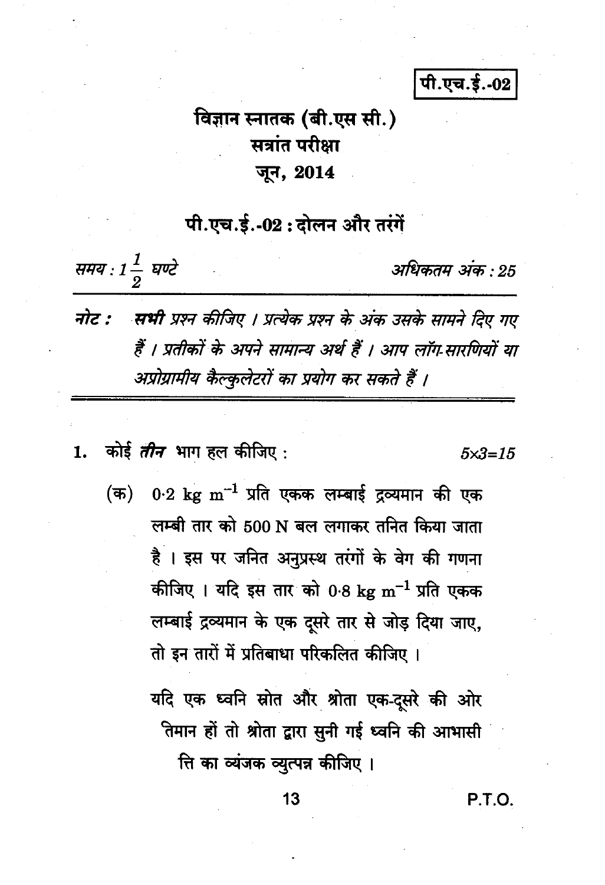पी.एच.ई.-02

# विज्ञान स्नातक (बी.एस सी.)

## सत्रांत परीक्षा

## जून, 2014

## पी.एच.ई.-02 : दोलन और तरंगें

*समय : $1\frac{1}{2}$ घण्टे* *अधिकतम अंक : 25*

***नोट :*** ***सभी*** *प्रश्न कीजिए । प्रत्येक प्रश्न के अंक उसके सामने दिए गए हैं । प्रतीकों के अपने सामान्य अर्थ हैं । आप लॉग-सारणियों या अप्रोग्रामीय कैल्कुलेटरों का प्रयोग कर सकते हैं ।*

---

1. कोई ***तीन*** भाग हल कीजिए : *5×3=15*

   (क) $0{\cdot}2$ kg m$^{-1}$ प्रति एकक लम्बाई द्रव्यमान की एक लम्बी तार को 500 N बल लगाकर तनित किया जाता है । इस पर जनित अनुप्रस्थ तरंगों के वेग की गणना कीजिए । यदि इस तार को $0{\cdot}8$ kg m$^{-1}$ प्रति एकक लम्बाई द्रव्यमान के एक दूसरे तार से जोड़ दिया जाए, तो इन तारों में प्रतिबाधा परिकलित कीजिए ।

   यदि एक ध्वनि स्रोत और श्रोता एक-दूसरे की ओर तिमान हों तो श्रोता द्वारा सुनी गई ध्वनि की आभासी त्ति का व्यंजक व्युत्पन्न कीजिए ।

P.T.O.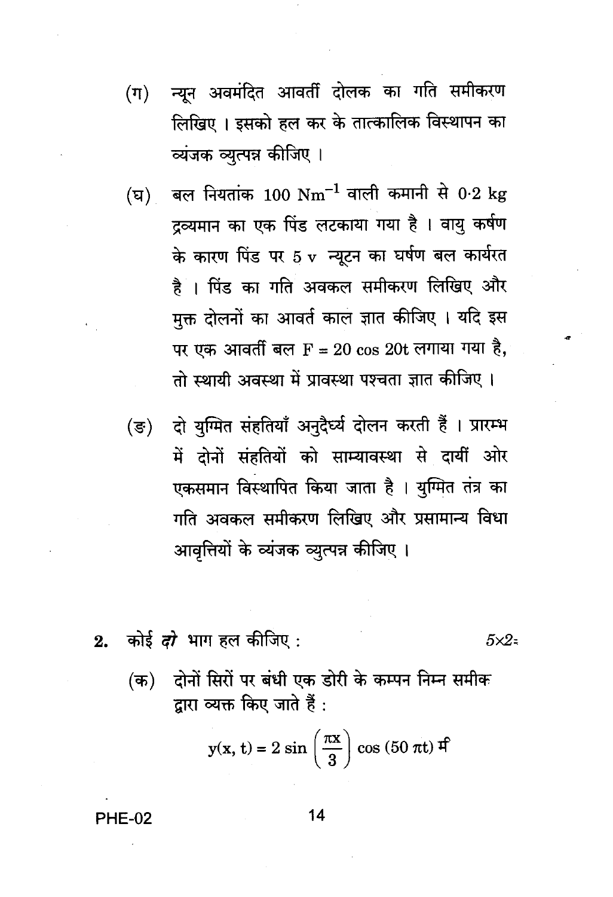(ग) न्यून अवमंदित आवर्ती दोलक का गति समीकरण लिखिए । इसको हल कर के तात्कालिक विस्थापन का व्यंजक व्युत्पन्न कीजिए ।

(घ) बल नियतांक $100 \text{ Nm}^{-1}$ वाली कमानी से $0{\cdot}2$ kg द्रव्यमान का एक पिंड लटकाया गया है । वायु कर्षण के कारण पिंड पर $5\,v$ न्यूटन का घर्षण बल कार्यरत है । पिंड का गति अवकल समीकरण लिखिए और मुक्त दोलनों का आवर्त काल ज्ञात कीजिए । यदि इस पर एक आवर्ती बल $F = 20 \cos 20t$ लगाया गया है, तो स्थायी अवस्था में प्रावस्था पश्चता ज्ञात कीजिए ।

(ङ) दो युग्मित संहतियाँ अनुदैर्ध्य दोलन करती हैं । प्रारम्भ में दोनों संहतियों को साम्यावस्था से दायीं ओर एकसमान विस्थापित किया जाता है । युग्मित तंत्र का गति अवकल समीकरण लिखिए और प्रसामान्य विधा आवृत्तियों के व्यंजक व्युत्पन्न कीजिए ।

2. कोई ***दो*** भाग हल कीजिए : $5\times2=$

(क) दोनों सिरों पर बंधी एक डोरी के कम्पन निम्न समीक द्वारा व्यक्त किए जाते हैं :

$$y(x, t) = 2 \sin\left(\frac{\pi x}{3}\right) \cos(50\,\pi t) \text{ मी}$$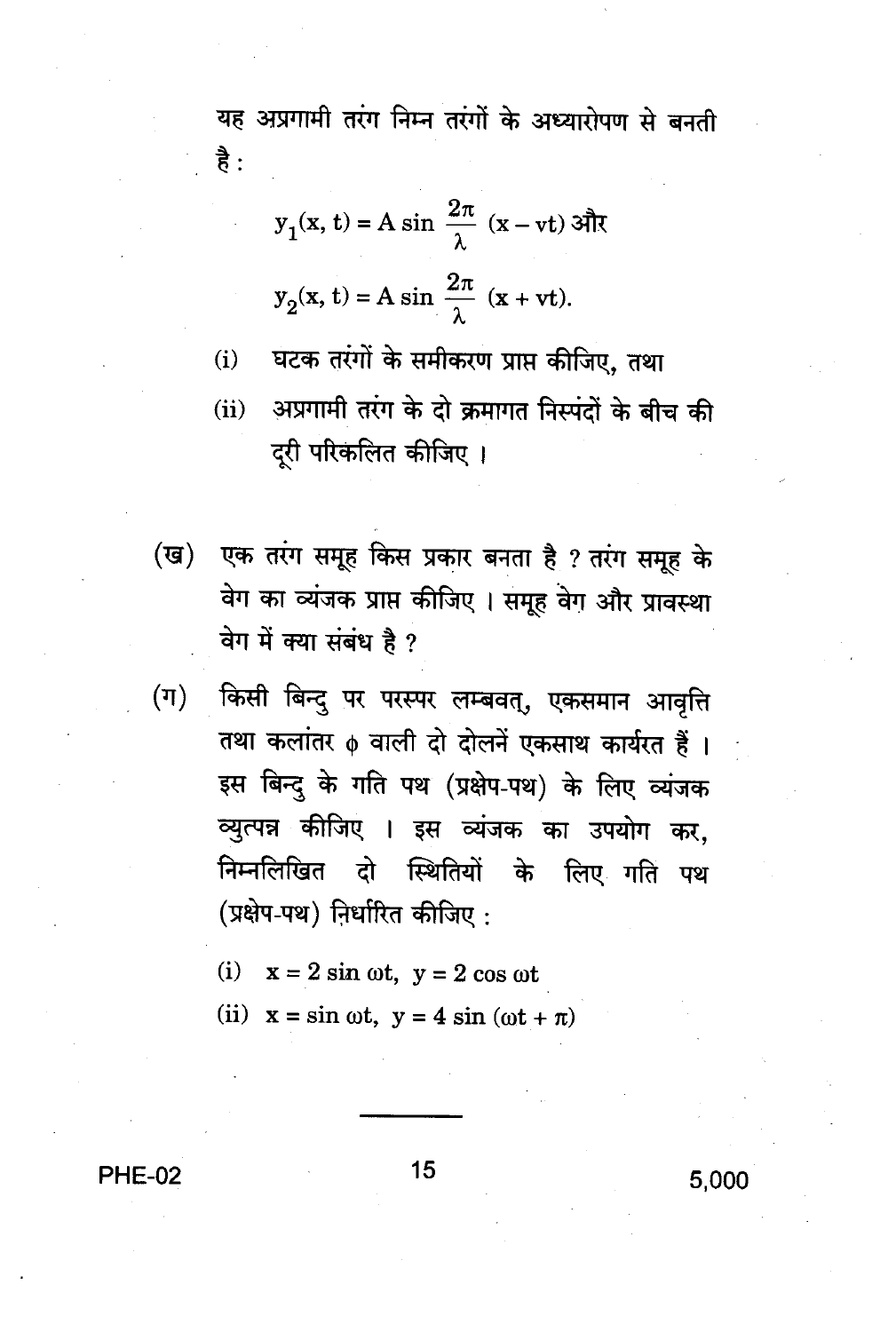यह अप्रगामी तरंग निम्न तरंगों के अध्यारोपण से बनती है :

$$y_1(x, t) = A \sin \frac{2\pi}{\lambda} (x - vt) \text{ और}$$

$$y_2(x, t) = A \sin \frac{2\pi}{\lambda} (x + vt).$$

(i) घटक तरंगों के समीकरण प्राप्त कीजिए, तथा

(ii) अप्रगामी तरंग के दो क्रमागत निस्पंदों के बीच की दूरी परिकलित कीजिए ।

(ख) एक तरंग समूह किस प्रकार बनता है ? तरंग समूह के वेग का व्यंजक प्राप्त कीजिए । समूह वेग और प्रावस्था वेग में क्या संबंध है ?

(ग) किसी बिन्दु पर परस्पर लम्बवत्, एकसमान आवृत्ति तथा कलांतर $\phi$ वाली दो दोलनें एकसाथ कार्यरत हैं । इस बिन्दु के गति पथ (प्रक्षेप-पथ) के लिए व्यंजक व्युत्पन्न कीजिए । इस व्यंजक का उपयोग कर, निम्नलिखित दो स्थितियों के लिए गति पथ (प्रक्षेप-पथ) निर्धारित कीजिए :

(i) $x = 2 \sin \omega t, \; y = 2 \cos \omega t$

(ii) $x = \sin \omega t, \; y = 4 \sin (\omega t + \pi)$

PHE-02 &nbsp;&nbsp;&nbsp;&nbsp; 5,000